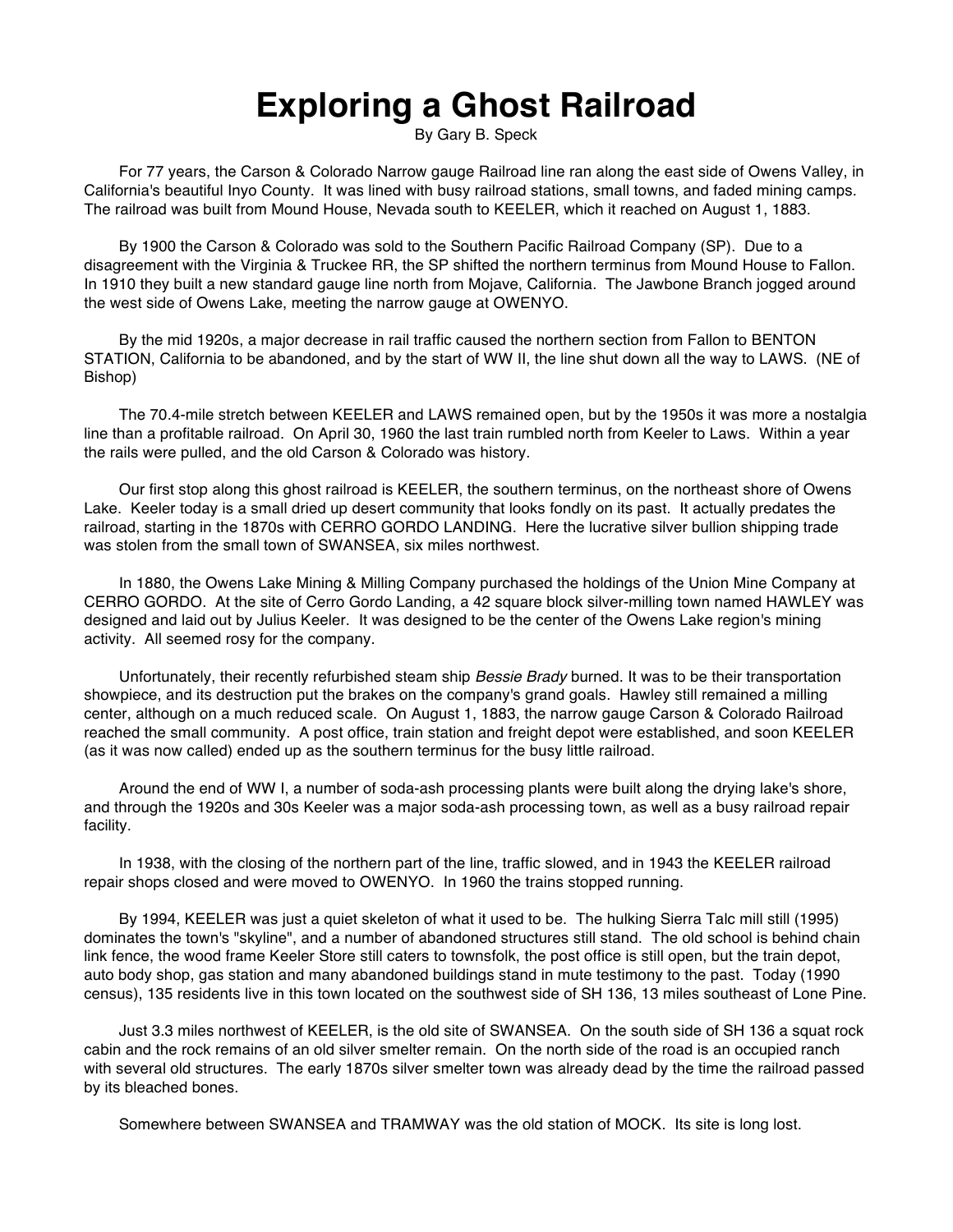# Exploring a Ghost Railroad

By Gary B. Speck

For 77 years, the Carson & Colorado Narrow gauge Railroad line ran along the east side of Owens Valley, in California's beautiful Inyo County. It was lined with busy railroad stations, small towns, and faded mining camps. The railroad was built from Mound House, Nevada south to KEELER, which it reached on August 1, 1883.

By 1900 the Carson & Colorado was sold to the Southern Pacific Railroad Company (SP). Due to a disagreement with the Virginia & Truckee RR, the SP shifted the northern terminus from Mound House to Fallon. In 1910 they built a new standard gauge line north from Mojave, California. The Jawbone Branch jogged around the west side of Owens Lake, meeting the narrow gauge at OWENYO.

By the mid 1920s, a major decrease in rail traffic caused the northern section from Fallon to BENTON STATION, California to be abandoned, and by the start of WW II, the line shut down all the way to LAWS. (NE of Bishop)

The 70.4-mile stretch between KEELER and LAWS remained open, but by the 1950s it was more a nostalgia line than a profitable railroad. On April 30, 1960 the last train rumbled north from Keeler to Laws. Within a year the rails were pulled, and the old Carson & Colorado was history.

Our first stop along this ghost railroad is KEELER, the southern terminus, on the northeast shore of Owens Lake. Keeler today is a small dried up desert community that looks fondly on its past. It actually predates the railroad, starting in the 1870s with CERRO GORDO LANDING. Here the lucrative silver bullion shipping trade was stolen from the small town of SWANSEA, six miles northwest.

In 1880, the Owens Lake Mining & Milling Company purchased the holdings of the Union Mine Company at CERRO GORDO. At the site of Cerro Gordo Landing, a 42 square block silver-milling town named HAWLEY was designed and laid out by Julius Keeler. It was designed to be the center of the Owens Lake region's mining activity. All seemed rosy for the company.

Unfortunately, their recently refurbished steam ship *Bessie Brady* burned. It was to be their transportation showpiece, and its destruction put the brakes on the company's grand goals. Hawley still remained a milling center, although on a much reduced scale. On August 1, 1883, the narrow gauge Carson & Colorado Railroad reached the small community. A post office, train station and freight depot were established, and soon KEELER (as it was now called) ended up as the southern terminus for the busy little railroad.

Around the end of WW I, a number of soda-ash processing plants were built along the drying lake's shore, and through the 1920s and 30s Keeler was a major soda-ash processing town, as well as a busy railroad repair facility.

In 1938, with the closing of the northern part of the line, traffic slowed, and in 1943 the KEELER railroad repair shops closed and were moved to OWENYO. In 1960 the trains stopped running.

By 1994, KEELER was just a quiet skeleton of what it used to be. The hulking Sierra Talc mill still (1995) dominates the town's "skyline", and a number of abandoned structures still stand. The old school is behind chain link fence, the wood frame Keeler Store still caters to townsfolk, the post office is still open, but the train depot, auto body shop, gas station and many abandoned buildings stand in mute testimony to the past. Today (1990 census), 135 residents live in this town located on the southwest side of SH 136, 13 miles southeast of Lone Pine.

Just 3.3 miles northwest of KEELER, is the old site of SWANSEA. On the south side of SH 136 a squat rock cabin and the rock remains of an old silver smelter remain. On the north side of the road is an occupied ranch with several old structures. The early 1870s silver smelter town was already dead by the time the railroad passed by its bleached bones.

Somewhere between SWANSEA and TRAMWAY was the old station of MOCK. Its site is long lost.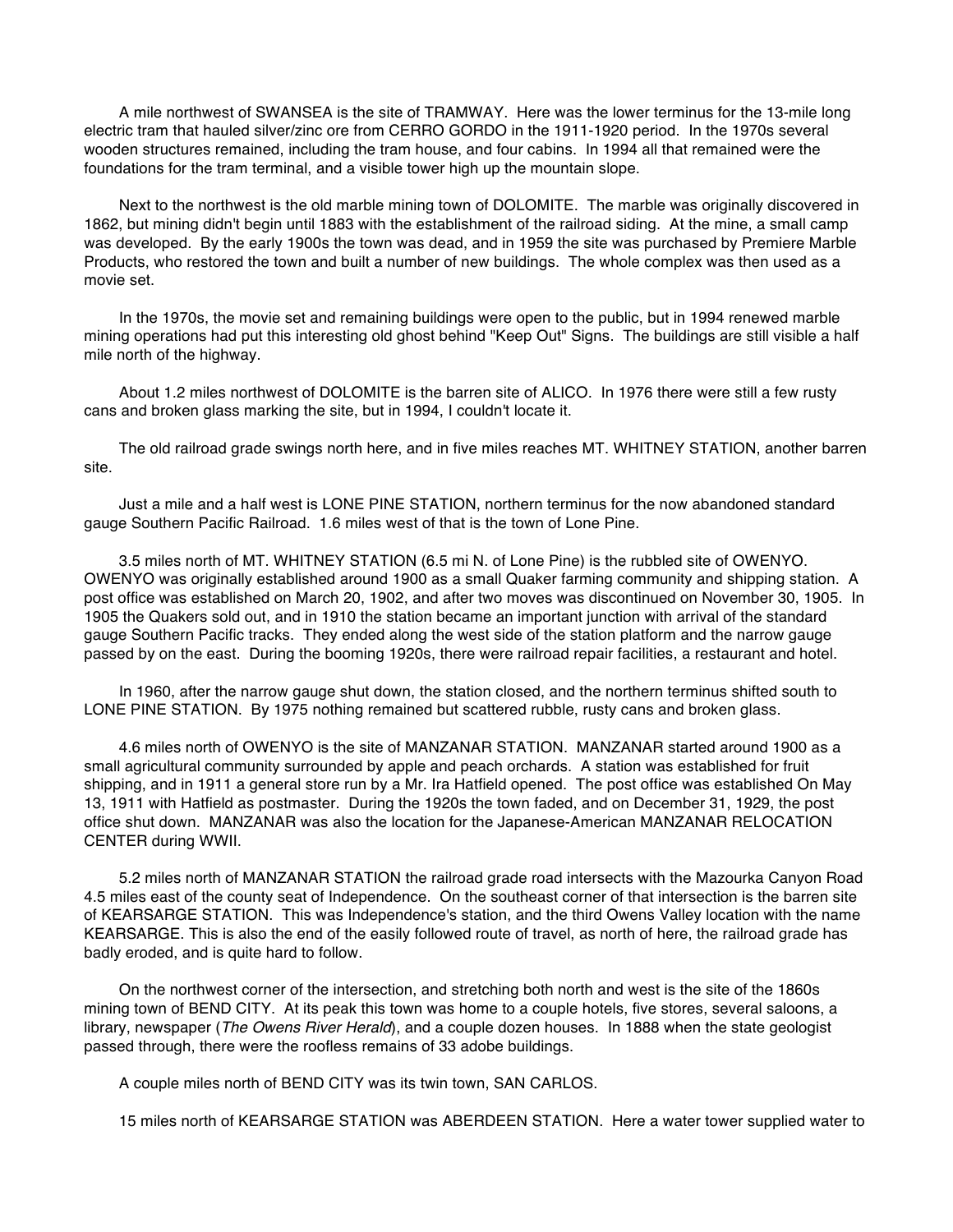A mile northwest of SWANSEA is the site of TRAMWAY. Here was the lower terminus for the 13-mile long electric tram that hauled silver/zinc ore from CERRO GORDO in the 1911-1920 period. In the 1970s several wooden structures remained, including the tram house, and four cabins. In 1994 all that remained were the foundations for the tram terminal, and a visible tower high up the mountain slope.

Next to the northwest is the old marble mining town of DOLOMITE. The marble was originally discovered in 1862, but mining didn't begin until 1883 with the establishment of the railroad siding. At the mine, a small camp was developed. By the early 1900s the town was dead, and in 1959 the site was purchased by Premiere Marble Products, who restored the town and built a number of new buildings. The whole complex was then used as a movie set.

In the 1970s, the movie set and remaining buildings were open to the public, but in 1994 renewed marble mining operations had put this interesting old ghost behind "Keep Out" Signs. The buildings are still visible a half mile north of the highway.

About 1.2 miles northwest of DOLOMITE is the barren site of ALICO. In 1976 there were still a few rusty cans and broken glass marking the site, but in 1994, I couldn't locate it.

The old railroad grade swings north here, and in five miles reaches MT. WHITNEY STATION, another barren site.

Just a mile and a half west is LONE PINE STATION, northern terminus for the now abandoned standard gauge Southern Pacific Railroad. 1.6 miles west of that is the town of Lone Pine.

3.5 miles north of MT. WHITNEY STATION (6.5 mi N. of Lone Pine) is the rubbled site of OWENYO. OWENYO was originally established around 1900 as a small Quaker farming community and shipping station. A post office was established on March 20, 1902, and after two moves was discontinued on November 30, 1905. In 1905 the Quakers sold out, and in 1910 the station became an important junction with arrival of the standard gauge Southern Pacific tracks. They ended along the west side of the station platform and the narrow gauge passed by on the east. During the booming 1920s, there were railroad repair facilities, a restaurant and hotel.

In 1960, after the narrow gauge shut down, the station closed, and the northern terminus shifted south to LONE PINE STATION. By 1975 nothing remained but scattered rubble, rusty cans and broken glass.

4.6 miles north of OWENYO is the site of MANZANAR STATION. MANZANAR started around 1900 as a small agricultural community surrounded by apple and peach orchards. A station was established for fruit shipping, and in 1911 a general store run by a Mr. Ira Hatfield opened. The post office was established On May 13, 1911 with Hatfield as postmaster. During the 1920s the town faded, and on December 31, 1929, the post office shut down. MANZANAR was also the location for the Japanese-American MANZANAR RELOCATION CENTER during WWII.

5.2 miles north of MANZANAR STATION the railroad grade road intersects with the Mazourka Canyon Road 4.5 miles east of the county seat of Independence. On the southeast corner of that intersection is the barren site of KEARSARGE STATION. This was Independence's station, and the third Owens Valley location with the name KEARSARGE. This is also the end of the easily followed route of travel, as north of here, the railroad grade has badly eroded, and is quite hard to follow.

On the northwest corner of the intersection, and stretching both north and west is the site of the 1860s mining town of BEND CITY. At its peak this town was home to a couple hotels, five stores, several saloons, a library, newspaper (*The Owens River Herald*), and a couple dozen houses. In 1888 when the state geologist passed through, there were the roofless remains of 33 adobe buildings.

A couple miles north of BEND CITY was its twin town, SAN CARLOS.

15 miles north of KEARSARGE STATION was ABERDEEN STATION. Here a water tower supplied water to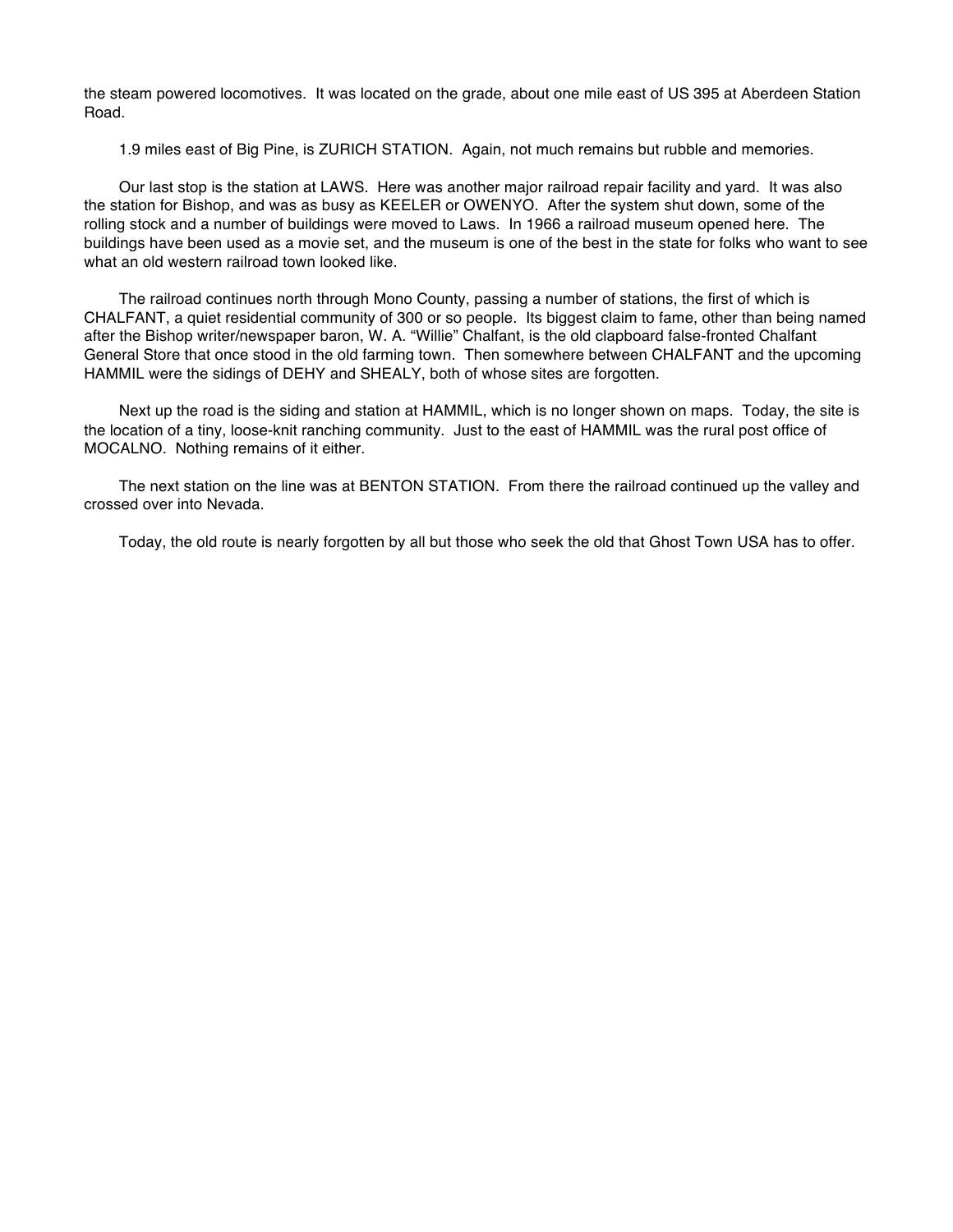the steam powered locomotives. It was located on the grade, about one mile east of US 395 at Aberdeen Station Road.

1.9 miles east of Big Pine, is ZURICH STATION. Again, not much remains but rubble and memories.

Our last stop is the station at LAWS. Here was another major railroad repair facility and yard. It was also the station for Bishop, and was as busy as KEELER or OWENYO. After the system shut down, some of the rolling stock and a number of buildings were moved to Laws. In 1966 a railroad museum opened here. The buildings have been used as a movie set, and the museum is one of the best in the state for folks who want to see what an old western railroad town looked like.

The railroad continues north through Mono County, passing a number of stations, the first of which is CHALFANT, a quiet residential community of 300 or so people. Its biggest claim to fame, other than being named after the Bishop writer/newspaper baron, W. A. "Willie" Chalfant, is the old clapboard false-fronted Chalfant General Store that once stood in the old farming town. Then somewhere between CHALFANT and the upcoming HAMMIL were the sidings of DEHY and SHEALY, both of whose sites are forgotten.

Next up the road is the siding and station at HAMMIL, which is no longer shown on maps. Today, the site is the location of a tiny, loose-knit ranching community. Just to the east of HAMMIL was the rural post office of MOCALNO. Nothing remains of it either.

The next station on the line was at BENTON STATION. From there the railroad continued up the valley and crossed over into Nevada.

Today, the old route is nearly forgotten by all but those who seek the old that Ghost Town USA has to offer.